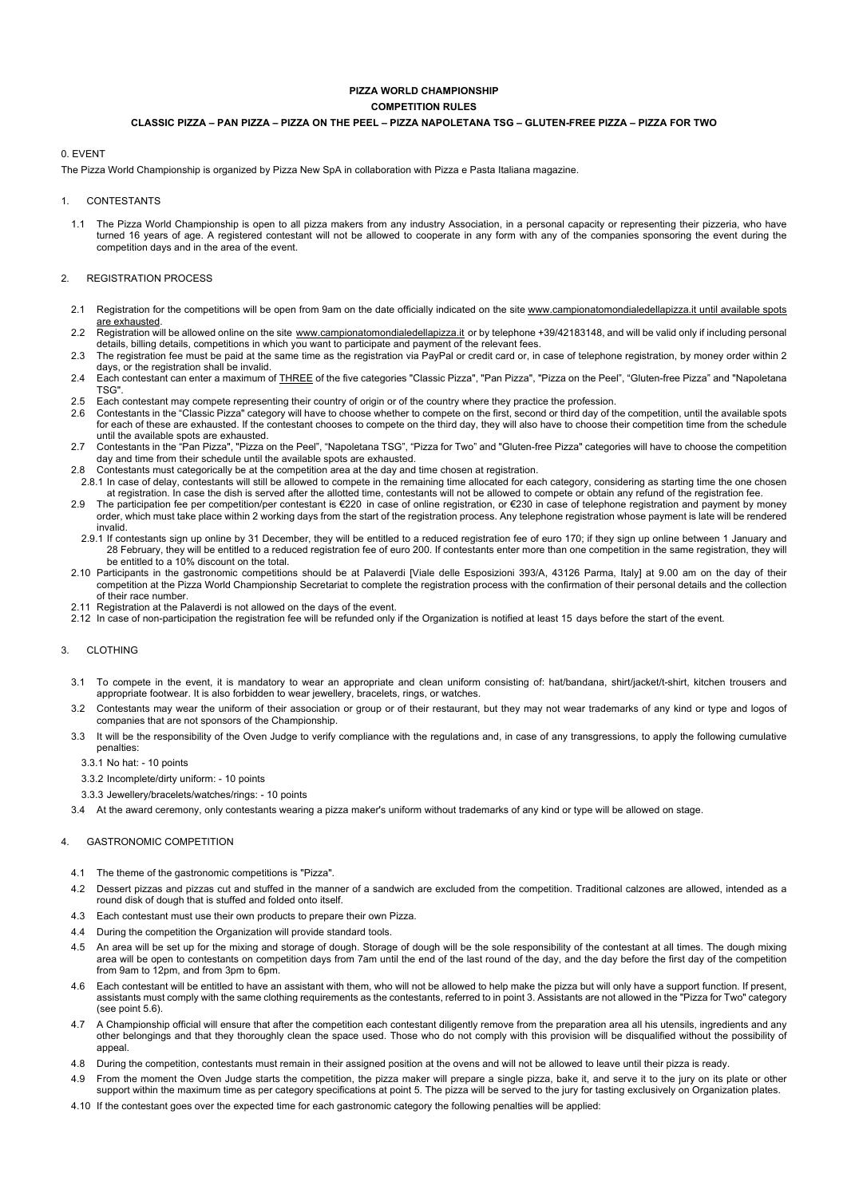# PIZZA WORLD CHAMPIONSHIP

## COMPETITION RULES

### CLASSIC PIZZA – PAN PIZZA – PIZZA ON THE PEEL – PIZZA NAPOLETANA TSG – GLUTEN-FREE PIZZA – PIZZA FOR TWO

0. EVENT

The Pizza World Championship is organized by Pizza New SpA in collaboration with Pizza e Pasta Italiana magazine.

1. CONTESTANTS

1.1 The Pizza World Championship is open to all pizza makers from any industry Association, in a personal capacity or representing their pizzeria, who have turned 16 years of age. A registered contestant will not be allowed to cooperate in any form with any of the companies sponsoring the event during the competition days and in the area of the event.

2. REGISTRATION PROCESS

2.1 Registration for the competitions will be open from 9am on the date officially indicated on the site www.campionatomondialedellapizza.it until available spots are exhausted.

2.2 Registration will be allowed online on the site www.campionatomondialedellapizza.it or by telephone +39/42183148, and will be valid only if including personal details, billing details, competitions in which you want to participate and payment of the relevant fees.

2.3 The registration fee must be paid at the same time as the registration via PayPal or credit card or, in case of telephone registration, by money order within 2 days, or the registration shall be invalid.

2.4 Each contestant can enter a maximum of THREE of the five categories "Classic Pizza", "Pan Pizza", "Pizza on the Peel", "Gluten-free Pizza" and "Napoletana TSG".

2.5 Each contestant may compete representing their country of origin or of the country where they practice the profession.

2.6 Contestants in the "Classic Pizza" category will have to choose whether to compete on the first, second or third day of the competition, until the available spots for each of these are exhausted. If the contestant chooses to compete on the third day, they will also have to choose their competition time from the schedule until the available spots are exhausted.

2.7 Contestants in the "Pan Pizza", "Pizza on the Peel", "Napoletana TSG", "Pizza for Two" and "Gluten-free Pizza" categories will have to choose the competition day and time from their schedule until the available spots are exhausted.

2.8 Contestants must categorically be at the competition area at the day and time chosen at registration.

2.8.1 In case of delay, contestants will still be allowed to compete in the remaining time allocated for each category, considering as starting time the one chosen at registration. In case the dish is served after the allotted time, contestants will not be allowed to compete or obtain any refund of the registration fee.

2.9 The participation fee per competition/per contestant is €220 in case of online registration, or €230 in case of telephone registration and payment by money order, which must take place within 2 working days from the start of the registration process. Any telephone registration whose payment is late will be rendered invalid.

2.9.1 If contestants sign up online by 31 December, they will be entitled to a reduced registration fee of euro 170; if they sign up online between 1 January and 28 February, they will be entitled to a reduced registration fee of euro 200. If contestants enter more than one competition in the same registration, they will be entitled to a 10% discount on the total.

2.10 Participants in the gastronomic competitions should be at Palaverdi [Viale delle Esposizioni 393/A, 43126 Parma, Italy] at 9.00 am on the day of their competition at the Pizza World Championship Secretariat to complete the registration process with the confirmation of their personal details and the collection of their race number.

2.11 Registration at the Palaverdi is not allowed on the days of the event.

2.12 In case of non-participation the registration fee will be refunded only if the Organization is notified at least 15 days before the start of the event.

3. CLOTHING

3.1 To compete in the event, it is mandatory to wear an appropriate and clean uniform consisting of: hat/bandana, shirt/jacket/t-shirt, kitchen trousers and appropriate footwear. It is also forbidden to wear jewellery, bracelets, rings, or watches.

3.2 Contestants may wear the uniform of their association or group or of their restaurant, but they may not wear trademarks of any kind or type and logos of companies that are not sponsors of the Championship.

3.3 It will be the responsibility of the Oven Judge to verify compliance with the regulations and, in case of any transgressions, to apply the following cumulative penalties:

3.3.1 No hat: - 10 points

3.3.2 Incomplete/dirty uniform: - 10 points

3.3.3 Jewellery/bracelets/watches/rings: - 10 points

3.4 At the award ceremony, only contestants wearing a pizza maker's uniform without trademarks of any kind or type will be allowed on stage.

4. GASTRONOMIC COMPETITION

4.1 The theme of the gastronomic competitions is "Pizza".

4.2 Dessert pizzas and pizzas cut and stuffed in the manner of a sandwich are excluded from the competition. Traditional calzones are allowed, intended as a round disk of dough that is stuffed and folded onto itself.

4.3 Each contestant must use their own products to prepare their own Pizza.

4.4 During the competition the Organization will provide standard tools.

4.5 An area will be set up for the mixing and storage of dough. Storage of dough will be the sole responsibility of the contestant at all times. The dough mixing area will be open to contestants on competition days from 7am until the end of the last round of the day, and the day before the first day of the competition from 9am to 12pm, and from 3pm to 6pm.

4.6 Each contestant will be entitled to have an assistant with them, who will not be allowed to help make the pizza but will only have a support function. If present, assistants must comply with the same clothing requirements as the contestants, referred to in point 3. Assistants are not allowed in the "Pizza for Two" category (see point 5.6).

4.7 A Championship official will ensure that after the competition each contestant diligently remove from the preparation area all his utensils, ingredients and any other belongings and that they thoroughly clean the space used. Those who do not comply with this provision will be disqualified without the possibility of appeal.

4.8 During the competition, contestants must remain in their assigned position at the ovens and will not be allowed to leave until their pizza is ready.

4.9 From the moment the Oven Judge starts the competition, the pizza maker will prepare a single pizza, bake it, and serve it to the jury on its plate or other support within the maximum time as per category specifications at point 5. The pizza will be served to the jury for tasting exclusively on Organization plates.

4.10 If the contestant goes over the expected time for each gastronomic category the following penalties will be applied: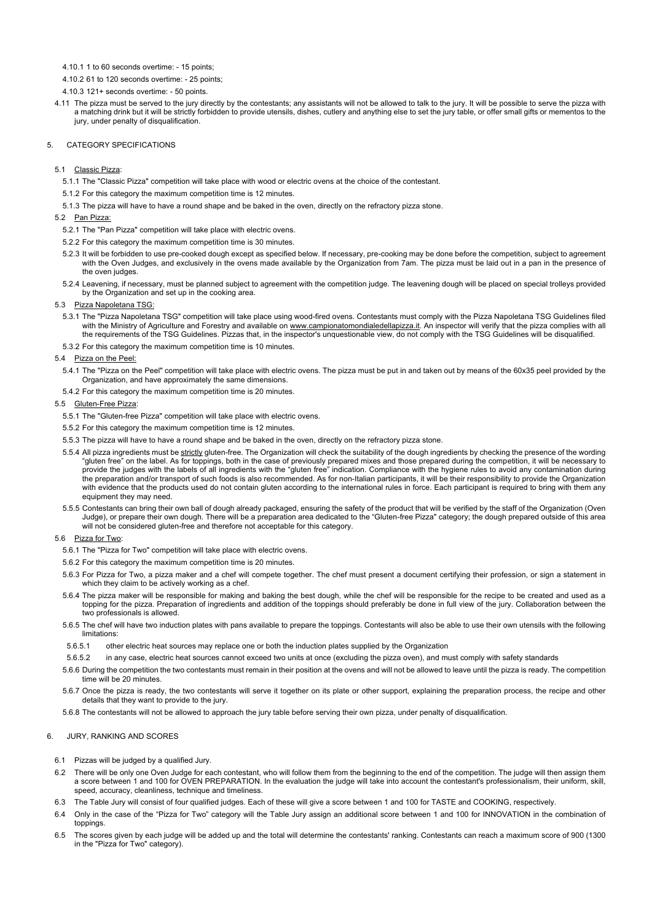4.10.1 1 to 60 seconds overtime: - 15 points;

4.10.2 61 to 120 seconds overtime: - 25 points;

4.10.3 121+ seconds overtime: - 50 points.

4.11 The pizza must be served to the jury directly by the contestants; any assistants will not be allowed to talk to the jury. It will be possible to serve the pizza with a matching drink but it will be strictly forbidden to provide utensils, dishes, cutlery and anything else to set the jury table, or offer small gifts or mementos to the jury, under penalty of disqualification.

## 5. CATEGORY SPECIFICATIONS

5.1 Classic Pizza:

5.1.1 The "Classic Pizza" competition will take place with wood or electric ovens at the choice of the contestant.

5.1.2 For this category the maximum competition time is 12 minutes.

5.1.3 The pizza will have to have a round shape and be baked in the oven, directly on the refractory pizza stone.

5.2 Pan Pizza:

5.2.1 The "Pan Pizza" competition will take place with electric ovens.

5.2.2 For this category the maximum competition time is 30 minutes.

5.2.3 It will be forbidden to use pre-cooked dough except as specified below. If necessary, pre-cooking may be done before the competition, subject to agreement with the Oven Judges, and exclusively in the ovens made available by the Organization from 7am. The pizza must be laid out in a pan in the presence of the oven judges.

5.2.4 Leavening, if necessary, must be planned subject to agreement with the competition judge. The leavening dough will be placed on special trolleys provided by the Organization and set up in the cooking area.

5.3 Pizza Napoletana TSG:

5.3.1 The "Pizza Napoletana TSG" competition will take place using wood-fired ovens. Contestants must comply with the Pizza Napoletana TSG Guidelines filed with the Ministry of Agriculture and Forestry and available on www.campionatomondialedellapizza.it. An inspector will verify that the pizza complies with all the requirements of the TSG Guidelines. Pizzas that, in the inspector's unquestionable view, do not comply with the TSG Guidelines will be disqualified.

5.3.2 For this category the maximum competition time is 10 minutes.

5.4 Pizza on the Peel:

5.4.1 The "Pizza on the Peel" competition will take place with electric ovens. The pizza must be put in and taken out by means of the 60x35 peel provided by the Organization, and have approximately the same dimensions.

5.4.2 For this category the maximum competition time is 20 minutes.

5.5 Gluten-Free Pizza:

5.5.1 The "Gluten-free Pizza" competition will take place with electric ovens.

5.5.2 For this category the maximum competition time is 12 minutes.

5.5.3 The pizza will have to have a round shape and be baked in the oven, directly on the refractory pizza stone.

5.5.4 All pizza ingredients must be strictly gluten-free. The Organization will check the suitability of the dough ingredients by checking the presence of the wording "gluten free" on the label. As for toppings, both in the case of previously prepared mixes and those prepared during the competition, it will be necessary to provide the judges with the labels of all ingredients with the "gluten free" indication. Compliance with the hygiene rules to avoid any contamination during the preparation and/or transport of such foods is also recommended. As for non-Italian participants, it will be their responsibility to provide the Organization with evidence that the products used do not contain gluten according to the international rules in force. Each participant is required to bring with them any equipment they may need.

5.5.5 Contestants can bring their own ball of dough already packaged, ensuring the safety of the product that will be verified by the staff of the Organization (Oven Judge), or prepare their own dough. There will be a preparation area dedicated to the "Gluten-free Pizza" category; the dough prepared outside of this area will not be considered gluten-free and therefore not acceptable for this category.

5.6 Pizza for Two:

5.6.1 The "Pizza for Two" competition will take place with electric ovens.

5.6.2 For this category the maximum competition time is 20 minutes.

5.6.3 For Pizza for Two, a pizza maker and a chef will compete together. The chef must present a document certifying their profession, or sign a statement in which they claim to be actively working as a chef.

5.6.4 The pizza maker will be responsible for making and baking the best dough, while the chef will be responsible for the recipe to be created and used as a topping for the pizza. Preparation of ingredients and addition of the toppings should preferably be done in full view of the jury. Collaboration between the two professionals is allowed.

5.6.5 The chef will have two induction plates with pans available to prepare the toppings. Contestants will also be able to use their own utensils with the following limitations:

5.6.5.1 other electric heat sources may replace one or both the induction plates supplied by the Organization

5.6.5.2 in any case, electric heat sources cannot exceed two units at once (excluding the pizza oven), and must comply with safety standards

5.6.6 During the competition the two contestants must remain in their position at the ovens and will not be allowed to leave until the pizza is ready. The competition time will be 20 minutes.

5.6.7 Once the pizza is ready, the two contestants will serve it together on its plate or other support, explaining the preparation process, the recipe and other details that they want to provide to the jury.

5.6.8 The contestants will not be allowed to approach the jury table before serving their own pizza, under penalty of disqualification.

## 6. JURY, RANKING AND SCORES

6.1 Pizzas will be judged by a qualified Jury.

6.2 There will be only one Oven Judge for each contestant, who will follow them from the beginning to the end of the competition. The judge will then assign them a score between 1 and 100 for OVEN PREPARATION. In the evaluation the judge will take into account the contestant's professionalism, their uniform, skill, speed, accuracy, cleanliness, technique and timeliness.

6.3 The Table Jury will consist of four qualified judges. Each of these will give a score between 1 and 100 for TASTE and COOKING, respectively.

6.4 Only in the case of the "Pizza for Two" category will the Table Jury assign an additional score between 1 and 100 for INNOVATION in the combination of toppings.

6.5 The scores given by each judge will be added up and the total will determine the contestants' ranking. Contestants can reach a maximum score of 900 (1300 in the "Pizza for Two" category).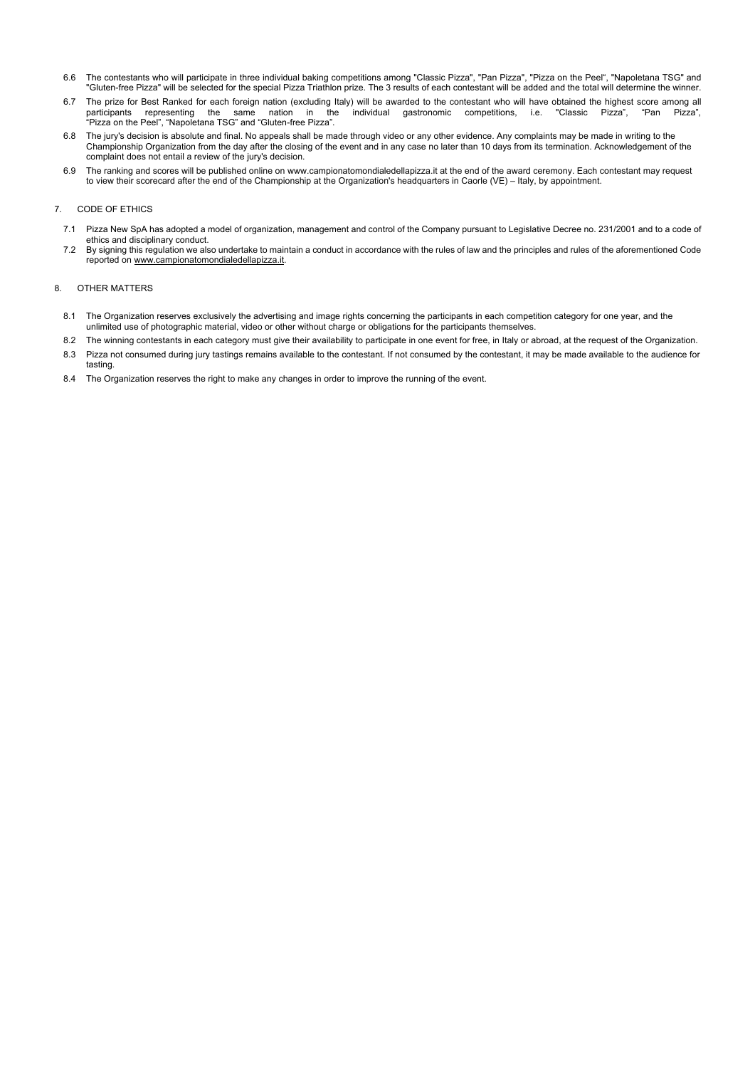6.6 The contestants who will participate in three individual baking competitions among "Classic Pizza", "Pan Pizza", "Pizza on the Peel", "Napoletana TSG" and "Gluten-free Pizza" will be selected for the special Pizza Triathlon prize. The 3 results of each contestant will be added and the total will determine the winner.

6.7 The prize for Best Ranked for each foreign nation (excluding Italy) will be awarded to the contestant who will have obtained the highest score among all participants representing the same nation in the individual gastronomic competitions, i.e. "Classic Pizza", "Pan Pizza", "Pizza on the Peel", "Napoletana TSG" and "Gluten-free Pizza".

6.8 The jury's decision is absolute and final. No appeals shall be made through video or any other evidence. Any complaints may be made in writing to the Championship Organization from the day after the closing of the event and in any case no later than 10 days from its termination. Acknowledgement of the complaint does not entail a review of the jury's decision.

6.9 The ranking and scores will be published online on www.campionatomondialedellapizza.it at the end of the award ceremony. Each contestant may request to view their scorecard after the end of the Championship at the Organization's headquarters in Caorle (VE) – Italy, by appointment.

## 7. CODE OF ETHICS

7.1 Pizza New SpA has adopted a model of organization, management and control of the Company pursuant to Legislative Decree no. 231/2001 and to a code of ethics and disciplinary conduct.

7.2 By signing this regulation we also undertake to maintain a conduct in accordance with the rules of law and the principles and rules of the aforementioned Code reported on www.campionatomondialedellapizza.it.

## 8. OTHER MATTERS

8.1 The Organization reserves exclusively the advertising and image rights concerning the participants in each competition category for one year, and the unlimited use of photographic material, video or other without charge or obligations for the participants themselves.

8.2 The winning contestants in each category must give their availability to participate in one event for free, in Italy or abroad, at the request of the Organization.

8.3 Pizza not consumed during jury tastings remains available to the contestant. If not consumed by the contestant, it may be made available to the audience for tasting.

8.4 The Organization reserves the right to make any changes in order to improve the running of the event.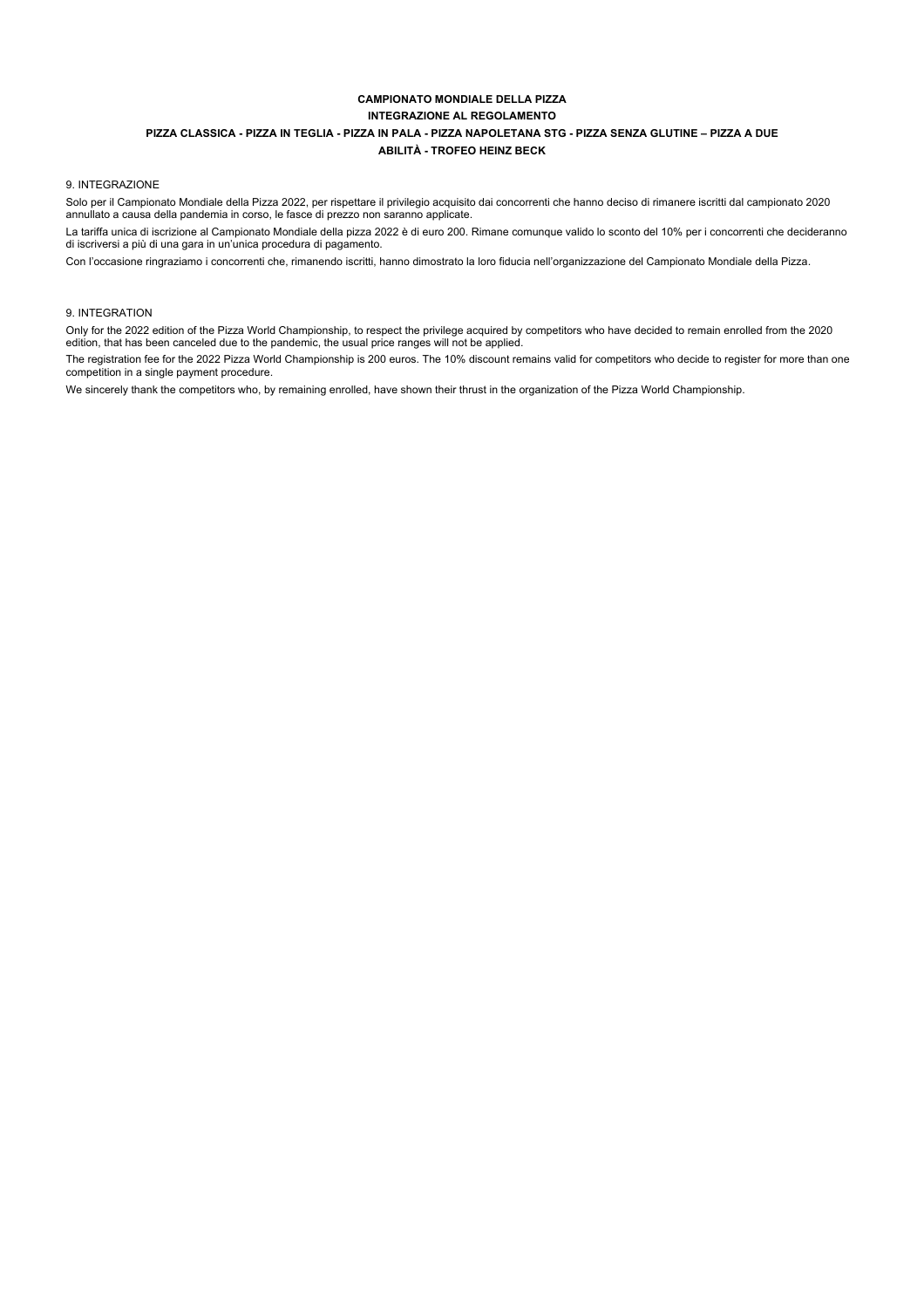**CAMPIONATO MONDIALE DELLA PIZZA**

**INTEGRAZIONE AL REGOLAMENTO**

**PIZZA CLASSICA - PIZZA IN TEGLIA - PIZZA IN PALA - PIZZA NAPOLETANA STG - PIZZA SENZA GLUTINE – PIZZA A DUE ABILITÀ - TROFEO HEINZ BECK**

9. INTEGRAZIONE

Solo per il Campionato Mondiale della Pizza 2022, per rispettare il privilegio acquisito dai concorrenti che hanno deciso di rimanere iscritti dal campionato 2020 annullato a causa della pandemia in corso, le fasce di prezzo non saranno applicate.

La tariffa unica di iscrizione al Campionato Mondiale della pizza 2022 è di euro 200. Rimane comunque valido lo sconto del 10% per i concorrenti che decideranno di iscriversi a più di una gara in un'unica procedura di pagamento.

Con l'occasione ringraziamo i concorrenti che, rimanendo iscritti, hanno dimostrato la loro fiducia nell'organizzazione del Campionato Mondiale della Pizza.

9. INTEGRATION

Only for the 2022 edition of the Pizza World Championship, to respect the privilege acquired by competitors who have decided to remain enrolled from the 2020 edition, that has been canceled due to the pandemic, the usual price ranges will not be applied.

The registration fee for the 2022 Pizza World Championship is 200 euros. The 10% discount remains valid for competitors who decide to register for more than one competition in a single payment procedure.

We sincerely thank the competitors who, by remaining enrolled, have shown their thrust in the organization of the Pizza World Championship.